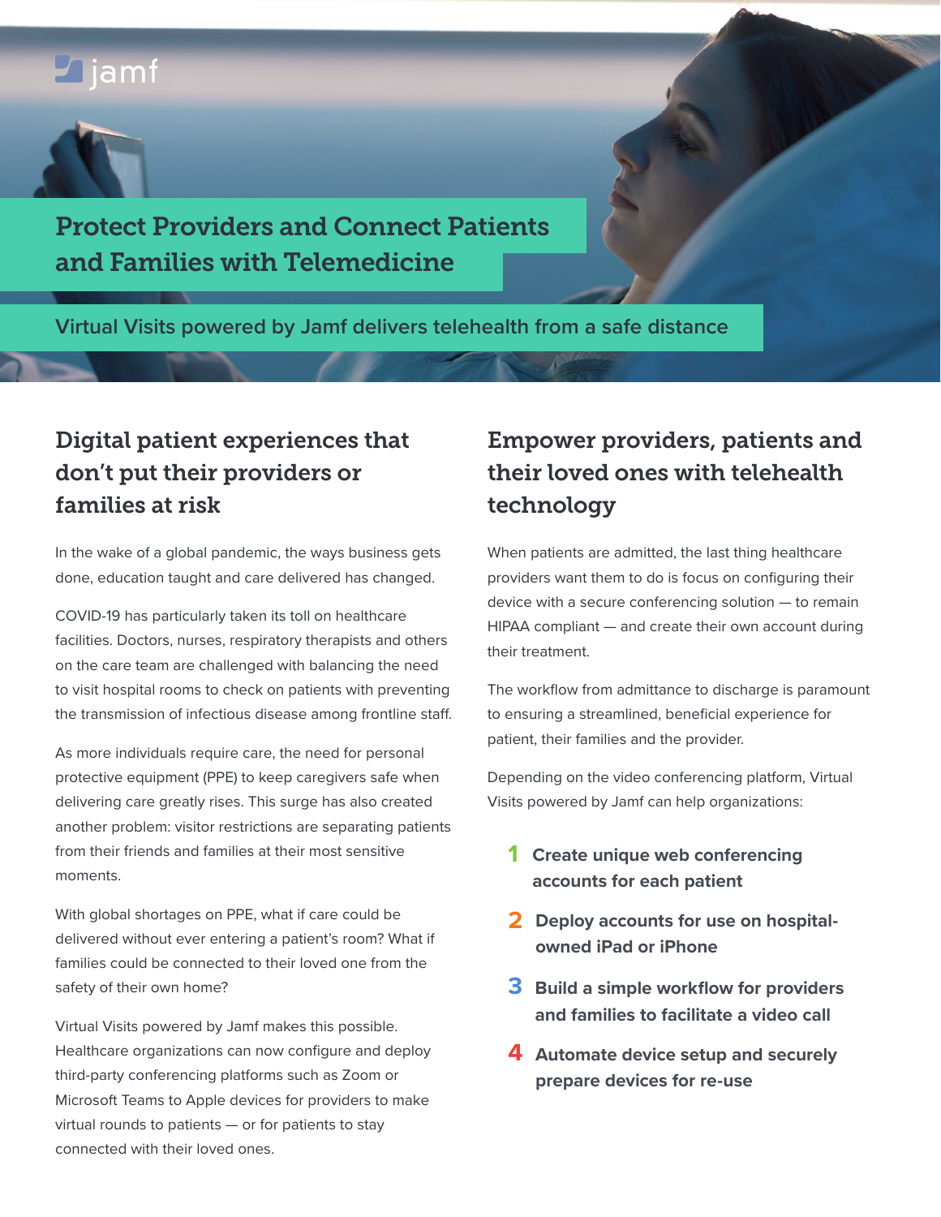jamf

# Protect Providers and Connect Patients and Families with Telemedicine

Virtual Visits powered by Jamf delivers telehealth from a safe distance

## Digital patient experiences that don't put their providers or families at risk

In the wake of a global pandemic, the ways business gets done, education taught and care delivered has changed.

COVID-19 has particularly taken its toll on healthcare facilities. Doctors, nurses, respiratory therapists and others on the care team are challenged with balancing the need to visit hospital rooms to check on patients with preventing the transmission of infectious disease among frontline staff.

As more individuals require care, the need for personal protective equipment (PPE) to keep caregivers safe when delivering care greatly rises. This surge has also created another problem: visitor restrictions are separating patients from their friends and families at their most sensitive moments.

With global shortages on PPE, what if care could be delivered without ever entering a patient's room? What if families could be connected to their loved one from the safety of their own home?

Virtual Visits powered by Jamf makes this possible. Healthcare organizations can now configure and deploy third-party conferencing platforms such as Zoom or Microsoft Teams to Apple devices for providers to make virtual rounds to patients — or for patients to stay connected with their loved ones.

## Empower providers, patients and their loved ones with telehealth technology

When patients are admitted, the last thing healthcare providers want them to do is focus on configuring their device with a secure conferencing solution — to remain HIPAA compliant — and create their own account during their treatment.

The workflow from admittance to discharge is paramount to ensuring a streamlined, beneficial experience for patient, their families and the provider.

Depending on the video conferencing platform, Virtual Visits powered by Jamf can help organizations:

1. **Create unique web conferencing accounts for each patient**
2. **Deploy accounts for use on hospital-owned iPad or iPhone**
3. **Build a simple workflow for providers and families to facilitate a video call**
4. **Automate device setup and securely prepare devices for re-use**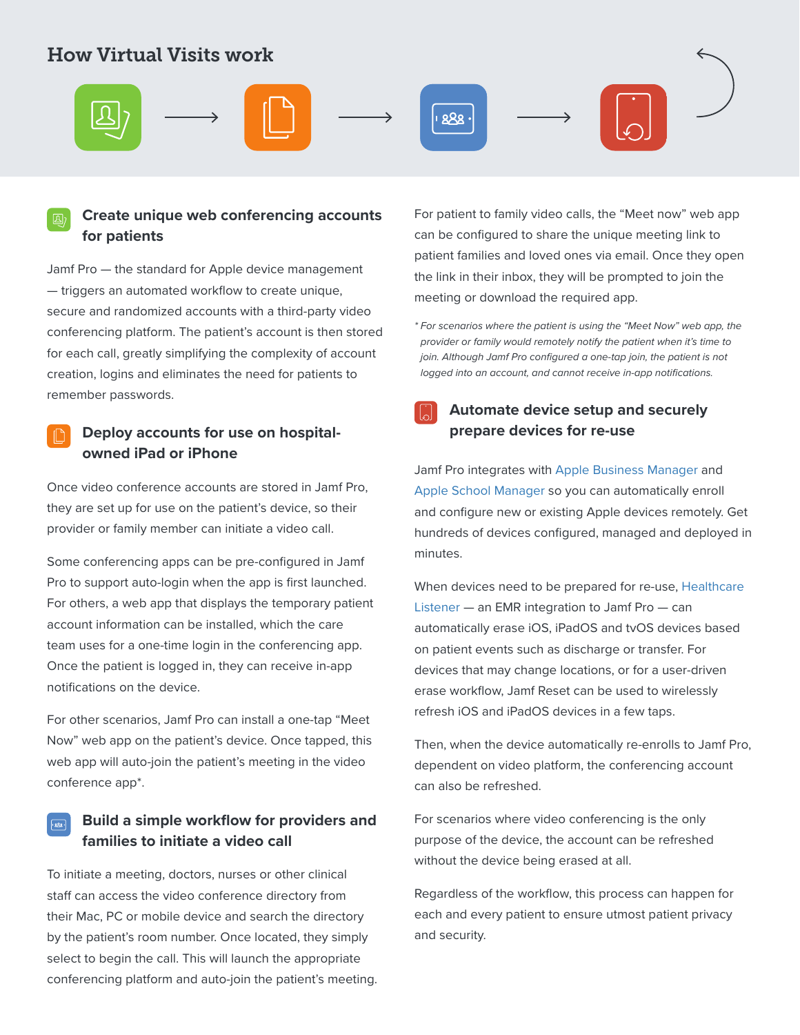## How Virtual Visits work

### Create unique web conferencing accounts for patients

Jamf Pro — the standard for Apple device management — triggers an automated workflow to create unique, secure and randomized accounts with a third-party video conferencing platform. The patient's account is then stored for each call, greatly simplifying the complexity of account creation, logins and eliminates the need for patients to remember passwords.

### Deploy accounts for use on hospital-owned iPad or iPhone

Once video conference accounts are stored in Jamf Pro, they are set up for use on the patient's device, so their provider or family member can initiate a video call.

Some conferencing apps can be pre-configured in Jamf Pro to support auto-login when the app is first launched. For others, a web app that displays the temporary patient account information can be installed, which the care team uses for a one-time login in the conferencing app. Once the patient is logged in, they can receive in-app notifications on the device.

For other scenarios, Jamf Pro can install a one-tap "Meet Now" web app on the patient's device. Once tapped, this web app will auto-join the patient's meeting in the video conference app*.

### Build a simple workflow for providers and families to initiate a video call

To initiate a meeting, doctors, nurses or other clinical staff can access the video conference directory from their Mac, PC or mobile device and search the directory by the patient's room number. Once located, they simply select to begin the call. This will launch the appropriate conferencing platform and auto-join the patient's meeting.

For patient to family video calls, the "Meet now" web app can be configured to share the unique meeting link to patient families and loved ones via email. Once they open the link in their inbox, they will be prompted to join the meeting or download the required app.

*\* For scenarios where the patient is using the "Meet Now" web app, the provider or family would remotely notify the patient when it's time to join. Although Jamf Pro configured a one-tap join, the patient is not logged into an account, and cannot receive in-app notifications.*

### Automate device setup and securely prepare devices for re-use

Jamf Pro integrates with Apple Business Manager and Apple School Manager so you can automatically enroll and configure new or existing Apple devices remotely. Get hundreds of devices configured, managed and deployed in minutes.

When devices need to be prepared for re-use, Healthcare Listener — an EMR integration to Jamf Pro — can automatically erase iOS, iPadOS and tvOS devices based on patient events such as discharge or transfer. For devices that may change locations, or for a user-driven erase workflow, Jamf Reset can be used to wirelessly refresh iOS and iPadOS devices in a few taps.

Then, when the device automatically re-enrolls to Jamf Pro, dependent on video platform, the conferencing account can also be refreshed.

For scenarios where video conferencing is the only purpose of the device, the account can be refreshed without the device being erased at all.

Regardless of the workflow, this process can happen for each and every patient to ensure utmost patient privacy and security.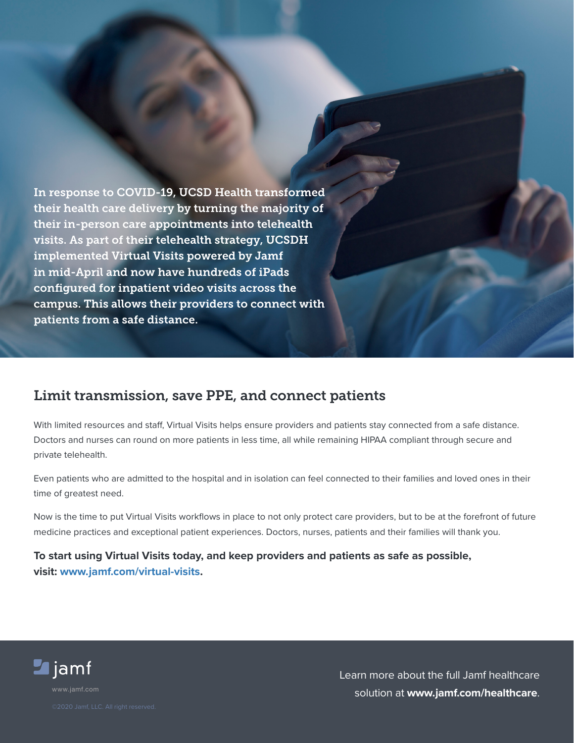In response to COVID-19, UCSD Health transformed their health care delivery by turning the majority of their in-person care appointments into telehealth visits. As part of their telehealth strategy, UCSDH implemented Virtual Visits powered by Jamf in mid-April and now have hundreds of iPads configured for inpatient video visits across the campus. This allows their providers to connect with patients from a safe distance.

## Limit transmission, save PPE, and connect patients

With limited resources and staff, Virtual Visits helps ensure providers and patients stay connected from a safe distance. Doctors and nurses can round on more patients in less time, all while remaining HIPAA compliant through secure and private telehealth.

Even patients who are admitted to the hospital and in isolation can feel connected to their families and loved ones in their time of greatest need.

Now is the time to put Virtual Visits workflows in place to not only protect care providers, but to be at the forefront of future medicine practices and exceptional patient experiences. Doctors, nurses, patients and their families will thank you.

**To start using Virtual Visits today, and keep providers and patients as safe as possible, visit: www.jamf.com/virtual-visits.**

jamf

www.jamf.com

©2020 Jamf, LLC. All right reserved.

Learn more about the full Jamf healthcare solution at **www.jamf.com/healthcare**.